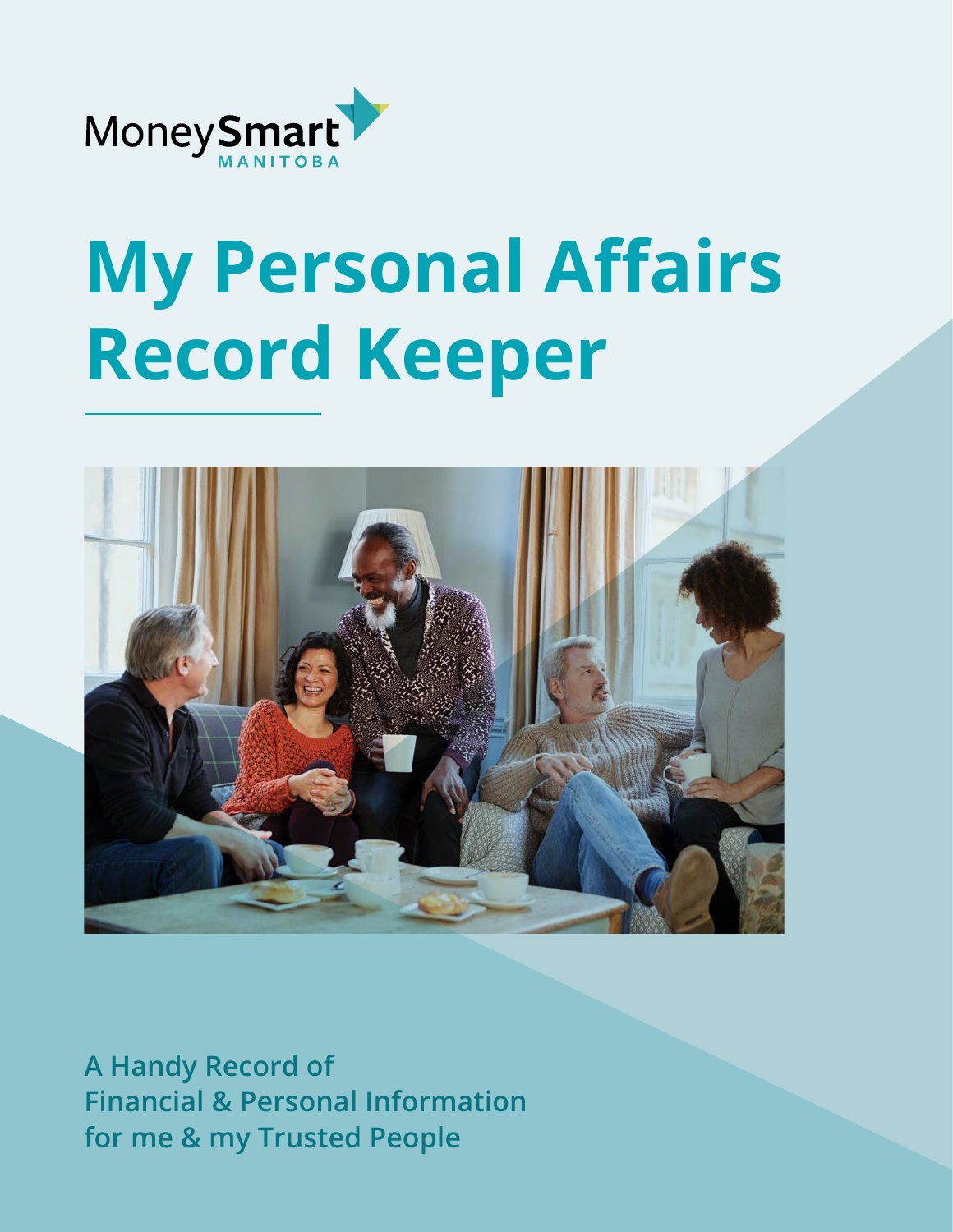MoneySmart MANITOBA

# My Personal Affairs Record Keeper

**A Handy Record of Financial & Personal Information for me & my Trusted People**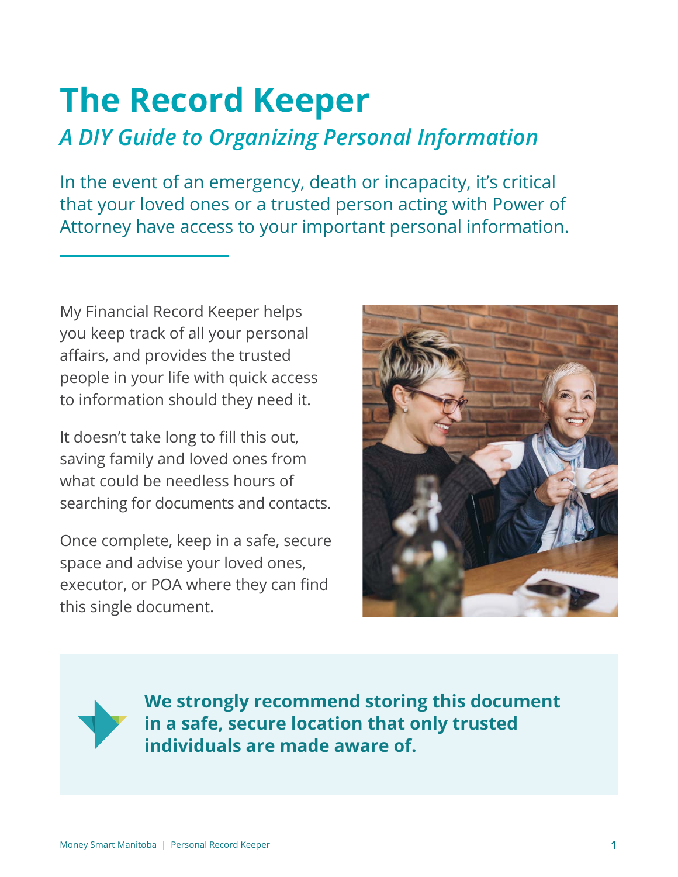# The Record Keeper

## *A DIY Guide to Organizing Personal Information*

In the event of an emergency, death or incapacity, it's critical that your loved ones or a trusted person acting with Power of Attorney have access to your important personal information.

My Financial Record Keeper helps you keep track of all your personal affairs, and provides the trusted people in your life with quick access to information should they need it.

It doesn't take long to fill this out, saving family and loved ones from what could be needless hours of searching for documents and contacts.

Once complete, keep in a safe, secure space and advise your loved ones, executor, or POA where they can find this single document.

**We strongly recommend storing this document in a safe, secure location that only trusted individuals are made aware of.**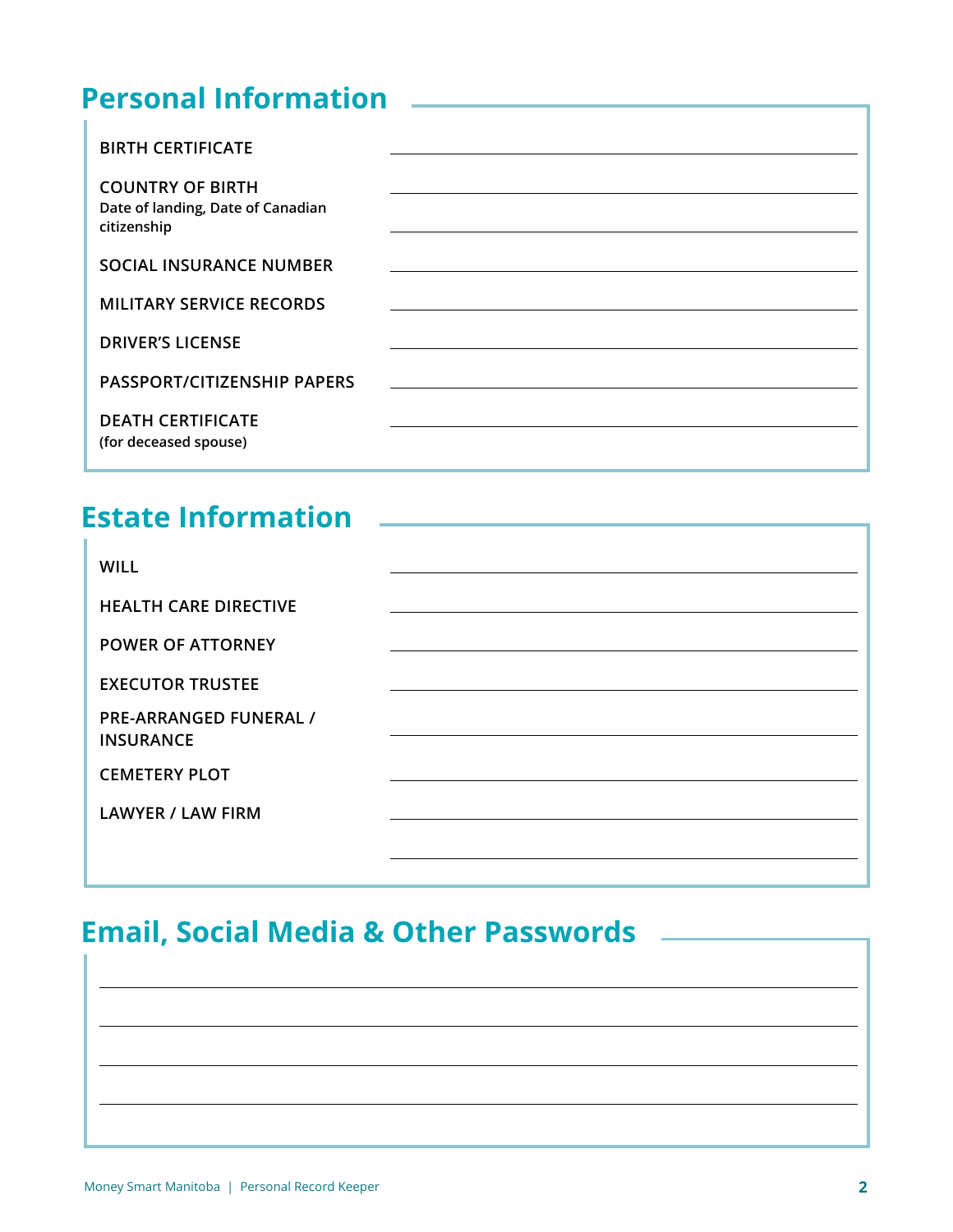## Personal Information

| | |
|---|---|
| **BIRTH CERTIFICATE** | |
| **COUNTRY OF BIRTH**<br>Date of landing, Date of Canadian citizenship | |
| **SOCIAL INSURANCE NUMBER** | |
| **MILITARY SERVICE RECORDS** | |
| **DRIVER'S LICENSE** | |
| **PASSPORT/CITIZENSHIP PAPERS** | |
| **DEATH CERTIFICATE**<br>(for deceased spouse) | |

## Estate Information

| | |
|---|---|
| **WILL** | |
| **HEALTH CARE DIRECTIVE** | |
| **POWER OF ATTORNEY** | |
| **EXECUTOR TRUSTEE** | |
| **PRE-ARRANGED FUNERAL / INSURANCE** | |
| **CEMETERY PLOT** | |
| **LAWYER / LAW FIRM** | |

## Email, Social Media & Other Passwords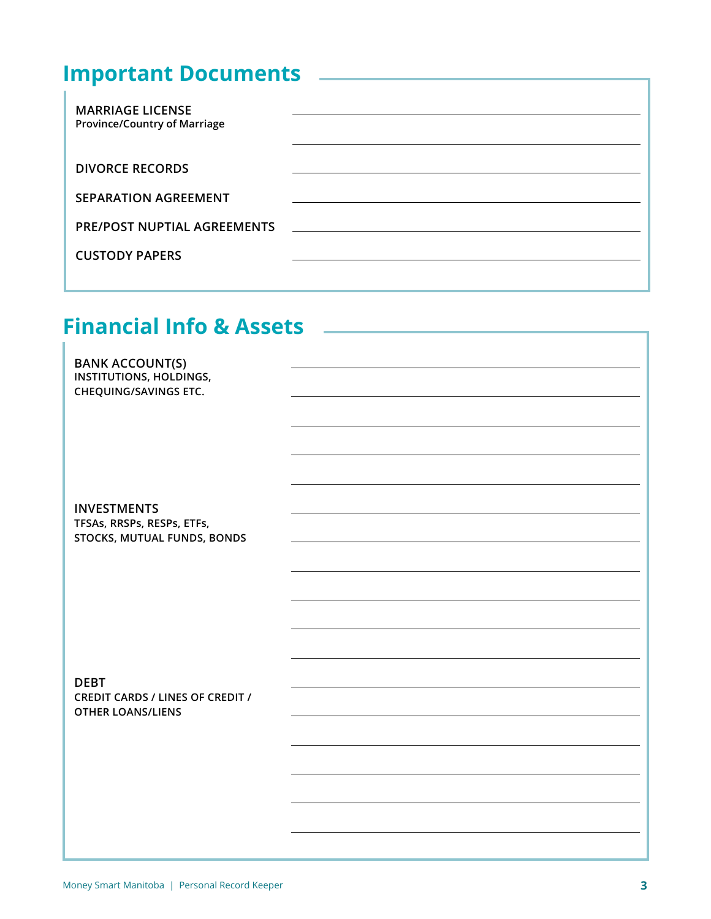## Important Documents

**MARRIAGE LICENSE**
**Province/Country of Marriage**

**DIVORCE RECORDS**

**SEPARATION AGREEMENT**

**PRE/POST NUPTIAL AGREEMENTS**

**CUSTODY PAPERS**

## Financial Info & Assets

**BANK ACCOUNT(S)**
**INSTITUTIONS, HOLDINGS, CHEQUING/SAVINGS ETC.**

**INVESTMENTS**
**TFSAs, RRSPs, RESPs, ETFs, STOCKS, MUTUAL FUNDS, BONDS**

**DEBT**
**CREDIT CARDS / LINES OF CREDIT / OTHER LOANS/LIENS**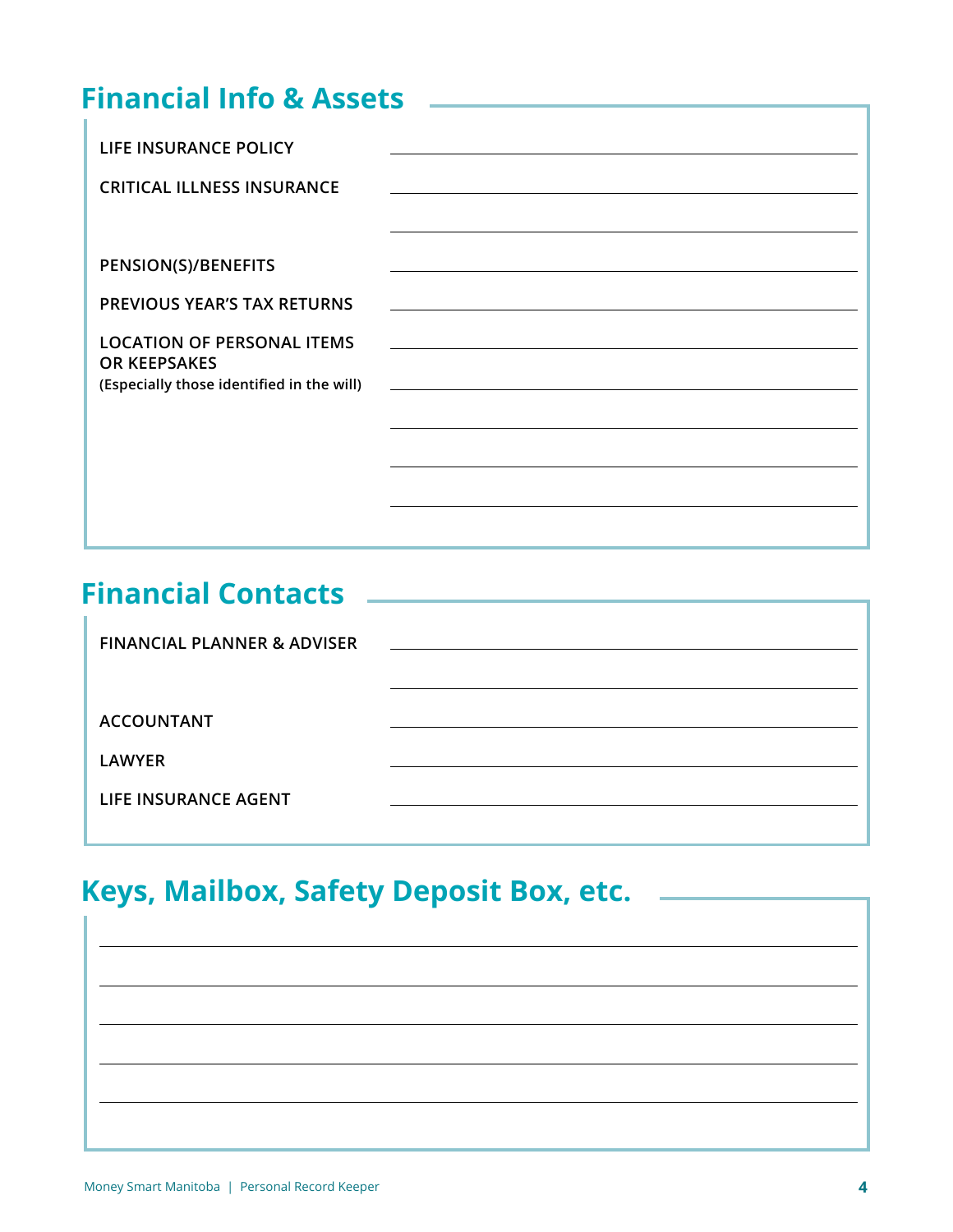## Financial Info & Assets

LIFE INSURANCE POLICY

CRITICAL ILLNESS INSURANCE

PENSION(S)/BENEFITS

PREVIOUS YEAR'S TAX RETURNS

LOCATION OF PERSONAL ITEMS OR KEEPSAKES
(Especially those identified in the will)

## Financial Contacts

FINANCIAL PLANNER & ADVISER

ACCOUNTANT

LAWYER

LIFE INSURANCE AGENT

## Keys, Mailbox, Safety Deposit Box, etc.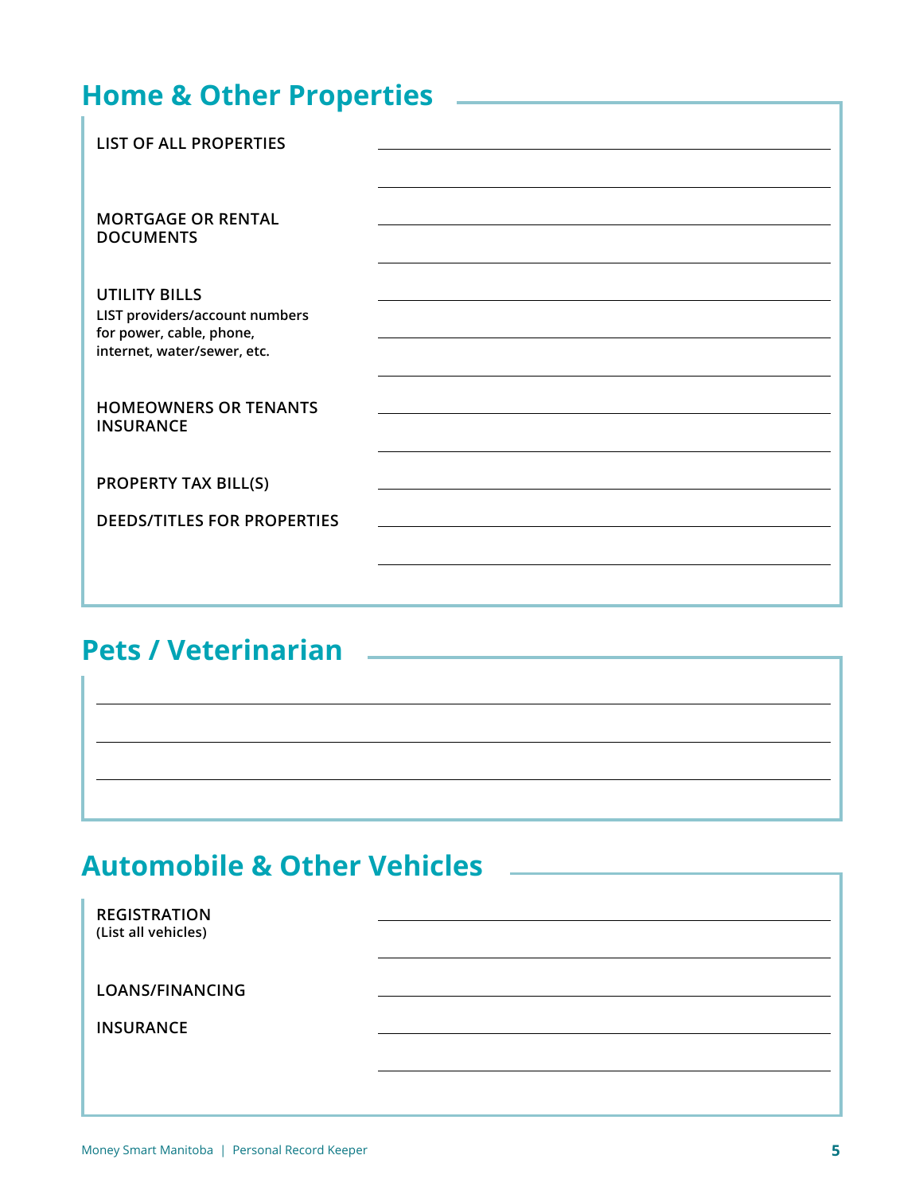## Home & Other Properties

**LIST OF ALL PROPERTIES**

**MORTGAGE OR RENTAL DOCUMENTS**

**UTILITY BILLS**
**LIST providers/account numbers for power, cable, phone, internet, water/sewer, etc.**

**HOMEOWNERS OR TENANTS INSURANCE**

**PROPERTY TAX BILL(S)**

**DEEDS/TITLES FOR PROPERTIES**

## Pets / Veterinarian

## Automobile & Other Vehicles

**REGISTRATION**
**(List all vehicles)**

**LOANS/FINANCING**

**INSURANCE**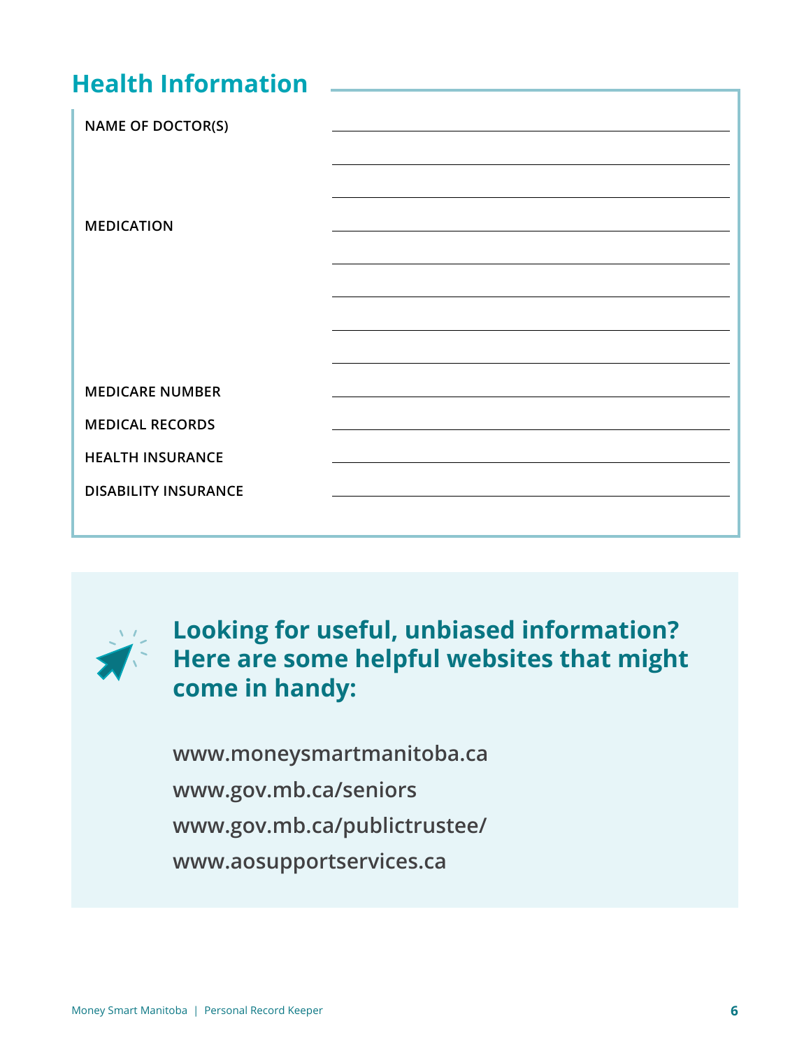## Health Information

| | |
|---|---|
| NAME OF DOCTOR(S) | |
| | |
| | |
| MEDICATION | |
| | |
| | |
| | |
| | |
| MEDICARE NUMBER | |
| MEDICAL RECORDS | |
| HEALTH INSURANCE | |
| DISABILITY INSURANCE | |

**Looking for useful, unbiased information? Here are some helpful websites that might come in handy:**

www.moneysmartmanitoba.ca

www.gov.mb.ca/seniors

www.gov.mb.ca/publictrustee/

www.aosupportservices.ca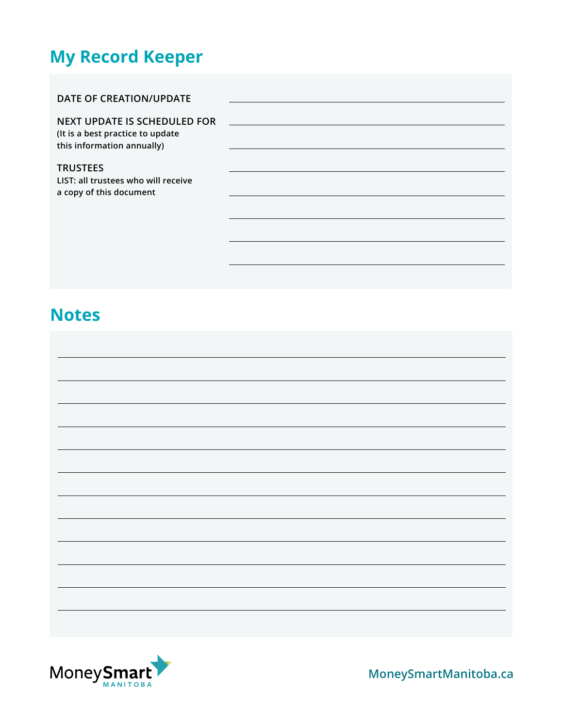## My Record Keeper

DATE OF CREATION/UPDATE ______________________________

NEXT UPDATE IS SCHEDULED FOR ______________________________
(It is a best practice to update this information annually)

TRUSTEES ______________________________
LIST: all trustees who will receive a copy of this document

______________________________

______________________________

______________________________

______________________________

## Notes

______________________________

______________________________

______________________________

______________________________

______________________________

______________________________

______________________________

______________________________

______________________________

______________________________

______________________________

______________________________

MoneySmart MANITOBA

MoneySmartManitoba.ca